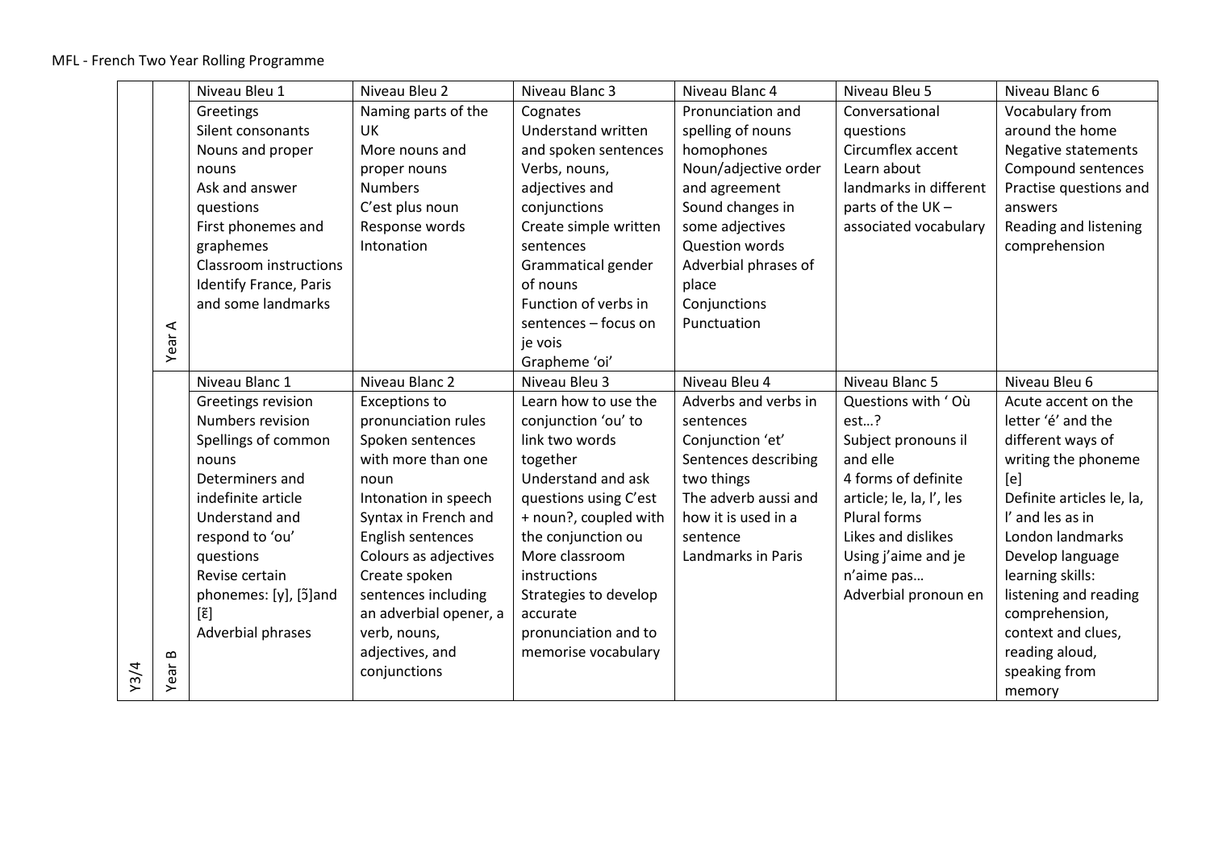MFL - French Two Year Rolling Programme

| | | | | | | | |
|---|---|---|---|---|---|---|---|
| | | Niveau Bleu 1 | Niveau Bleu 2 | Niveau Blanc 3 | Niveau Blanc 4 | Niveau Bleu 5 | Niveau Blanc 6 |
| | Year A | Greetings<br>Silent consonants<br>Nouns and proper nouns<br>Ask and answer questions<br>First phonemes and graphemes<br>Classroom instructions<br>Identify France, Paris and some landmarks | Naming parts of the UK<br>More nouns and proper nouns<br>Numbers<br>C'est plus noun<br>Response words<br>Intonation | Cognates<br>Understand written and spoken sentences<br>Verbs, nouns, adjectives and conjunctions<br>Create simple written sentences<br>Grammatical gender of nouns<br>Function of verbs in sentences – focus on je vois<br>Grapheme 'oi' | Pronunciation and spelling of nouns<br>homophones<br>Noun/adjective order and agreement<br>Sound changes in some adjectives<br>Question words<br>Adverbial phrases of place<br>Conjunctions<br>Punctuation | Conversational questions<br>Circumflex accent<br>Learn about landmarks in different parts of the UK – associated vocabulary | Vocabulary from around the home<br>Negative statements<br>Compound sentences<br>Practise questions and answers<br>Reading and listening comprehension |
| | | Niveau Blanc 1 | Niveau Blanc 2 | Niveau Bleu 3 | Niveau Bleu 4 | Niveau Blanc 5 | Niveau Bleu 6 |
| Y3/4 | Year B | Greetings revision<br>Numbers revision<br>Spellings of common nouns<br>Determiners and indefinite article<br>Understand and respond to 'ou' questions<br>Revise certain phonemes: [y], [ɔ̃]and [ɛ̃]<br>Adverbial phrases | Exceptions to pronunciation rules<br>Spoken sentences with more than one noun<br>Intonation in speech<br>Syntax in French and English sentences<br>Colours as adjectives<br>Create spoken sentences including an adverbial opener, a verb, nouns, adjectives, and conjunctions | Learn how to use the conjunction 'ou' to link two words together<br>Understand and ask questions using C'est + noun?, coupled with the conjunction ou<br>More classroom instructions<br>Strategies to develop accurate pronunciation and to memorise vocabulary | Adverbs and verbs in sentences<br>Conjunction 'et'<br>Sentences describing two things<br>The adverb aussi and how it is used in a sentence<br>Landmarks in Paris | Questions with ' Où est…?<br>Subject pronouns il and elle<br>4 forms of definite article; le, la, l', les<br>Plural forms<br>Likes and dislikes<br>Using j'aime and je n'aime pas…<br>Adverbial pronoun en | Acute accent on the letter 'é' and the different ways of writing the phoneme [e]<br>Definite articles le, la, l' and les as in London landmarks<br>Develop language learning skills: listening and reading comprehension, context and clues, reading aloud, speaking from memory |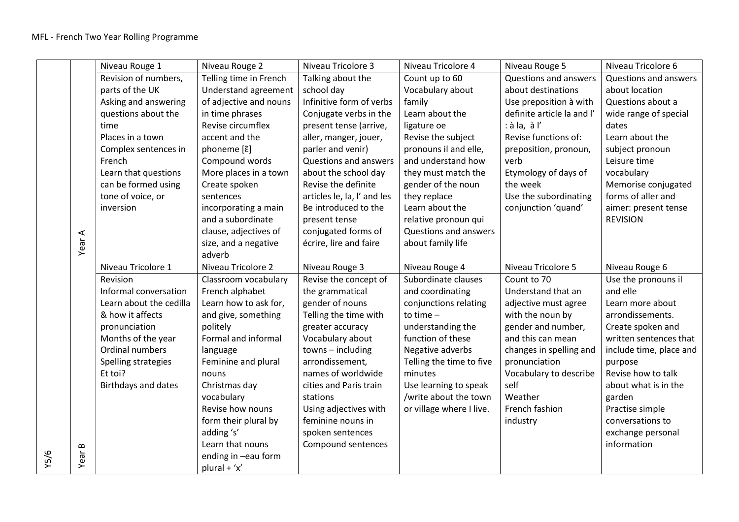MFL - French Two Year Rolling Programme

| | | | | | | | |
|---|---|---|---|---|---|---|---|
| Y5/6 | Year A | Niveau Rouge 1 | Niveau Rouge 2 | Niveau Tricolore 3 | Niveau Tricolore 4 | Niveau Rouge 5 | Niveau Tricolore 6 |
| | | Revision of numbers, parts of the UK<br>Asking and answering questions about the time<br>Places in a town<br>Complex sentences in French<br>Learn that questions can be formed using tone of voice, or inversion | Telling time in French<br>Understand agreement of adjective and nouns in time phrases<br>Revise circumflex accent and the phoneme [ɛ̃]<br>Compound words<br>More places in a town<br>Create spoken sentences incorporating a main and a subordinate clause, adjectives of size, and a negative adverb | Talking about the school day<br>Infinitive form of verbs<br>Conjugate verbs in the present tense (arrive, aller, manger, jouer, parler and venir)<br>Questions and answers about the school day<br>Revise the definite articles le, la, l' and les<br>Be introduced to the present tense conjugated forms of écrire, lire and faire | Count up to 60<br>Vocabulary about family<br>Learn about the ligature oe<br>Revise the subject pronouns il and elle, and understand how they must match the gender of the noun they replace<br>Learn about the relative pronoun qui<br>Questions and answers about family life | Questions and answers about destinations<br>Use preposition à with definite article la and l' : à la, à l'<br>Revise functions of: preposition, pronoun, verb<br>Etymology of days of the week<br>Use the subordinating conjunction 'quand' | Questions and answers about location<br>Questions about a wide range of special dates<br>Learn about the subject pronoun<br>Leisure time vocabulary<br>Memorise conjugated forms of aller and aimer: present tense<br>REVISION |
| | Year B | Niveau Tricolore 1 | Niveau Tricolore 2 | Niveau Rouge 3 | Niveau Rouge 4 | Niveau Tricolore 5 | Niveau Rouge 6 |
| | | Revision<br>Informal conversation<br>Learn about the cedilla & how it affects pronunciation<br>Months of the year<br>Ordinal numbers<br>Spelling strategies<br>Et toi?<br>Birthdays and dates | Classroom vocabulary<br>French alphabet<br>Learn how to ask for, and give, something politely<br>Formal and informal language<br>Feminine and plural nouns<br>Christmas day vocabulary<br>Revise how nouns form their plural by adding 's'<br>Learn that nouns ending in –eau form plural + 'x' | Revise the concept of the grammatical gender of nouns<br>Telling the time with greater accuracy<br>Vocabulary about towns – including arrondissement, names of worldwide cities and Paris train stations<br>Using adjectives with feminine nouns in spoken sentences<br>Compound sentences | Subordinate clauses and coordinating conjunctions relating to time – understanding the function of these<br>Negative adverbs<br>Telling the time to five minutes<br>Use learning to speak /write about the town or village where I live. | Count to 70<br>Understand that an adjective must agree with the noun by gender and number, and this can mean changes in spelling and pronunciation<br>Vocabulary to describe self<br>Weather<br>French fashion industry | Use the pronouns il and elle<br>Learn more about arrondissements.<br>Create spoken and written sentences that include time, place and purpose<br>Revise how to talk about what is in the garden<br>Practise simple conversations to exchange personal information |